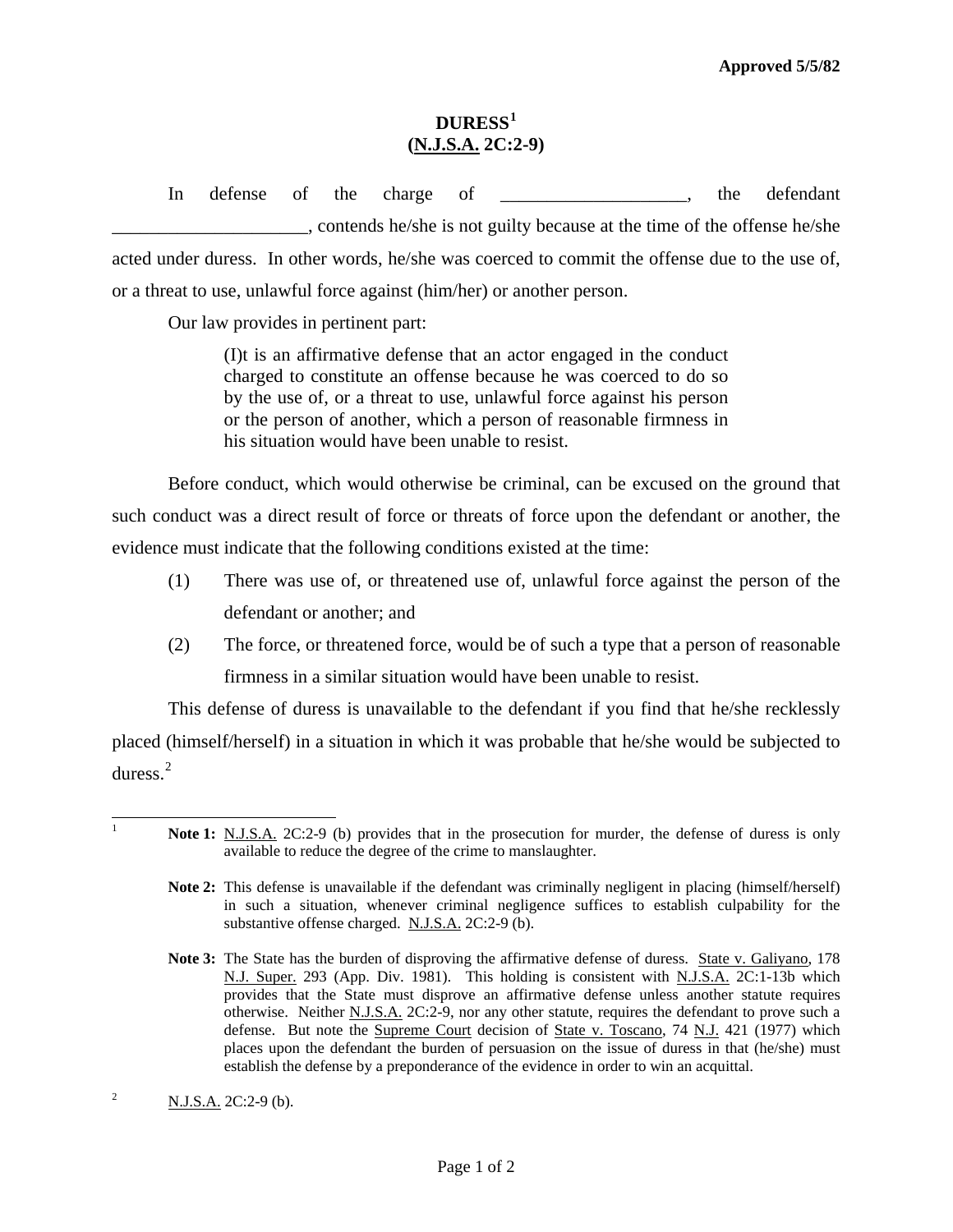**Approved 5/5/82**

# DURESS[1] (N.J.S.A. 2C:2-9)

In defense of the charge of ____________________, the defendant _____________________, contends he/she is not guilty because at the time of the offense he/she acted under duress. In other words, he/she was coerced to commit the offense due to the use of, or a threat to use, unlawful force against (him/her) or another person.

Our law provides in pertinent part:

> (I)t is an affirmative defense that an actor engaged in the conduct charged to constitute an offense because he was coerced to do so by the use of, or a threat to use, unlawful force against his person or the person of another, which a person of reasonable firmness in his situation would have been unable to resist.

Before conduct, which would otherwise be criminal, can be excused on the ground that such conduct was a direct result of force or threats of force upon the defendant or another, the evidence must indicate that the following conditions existed at the time:

(1) There was use of, or threatened use of, unlawful force against the person of the defendant or another; and

(2) The force, or threatened force, would be of such a type that a person of reasonable firmness in a similar situation would have been unable to resist.

This defense of duress is unavailable to the defendant if you find that he/she recklessly placed (himself/herself) in a situation in which it was probable that he/she would be subjected to duress.[2]

---

[1] **Note 1:** N.J.S.A. 2C:2-9 (b) provides that in the prosecution for murder, the defense of duress is only available to reduce the degree of the crime to manslaughter.

**Note 2:** This defense is unavailable if the defendant was criminally negligent in placing (himself/herself) in such a situation, whenever criminal negligence suffices to establish culpability for the substantive offense charged. N.J.S.A. 2C:2-9 (b).

**Note 3:** The State has the burden of disproving the affirmative defense of duress. State v. Galiyano, 178 N.J. Super. 293 (App. Div. 1981). This holding is consistent with N.J.S.A. 2C:1-13b which provides that the State must disprove an affirmative defense unless another statute requires otherwise. Neither N.J.S.A. 2C:2-9, nor any other statute, requires the defendant to prove such a defense. But note the Supreme Court decision of State v. Toscano, 74 N.J. 421 (1977) which places upon the defendant the burden of persuasion on the issue of duress in that (he/she) must establish the defense by a preponderance of the evidence in order to win an acquittal.

[2] N.J.S.A. 2C:2-9 (b).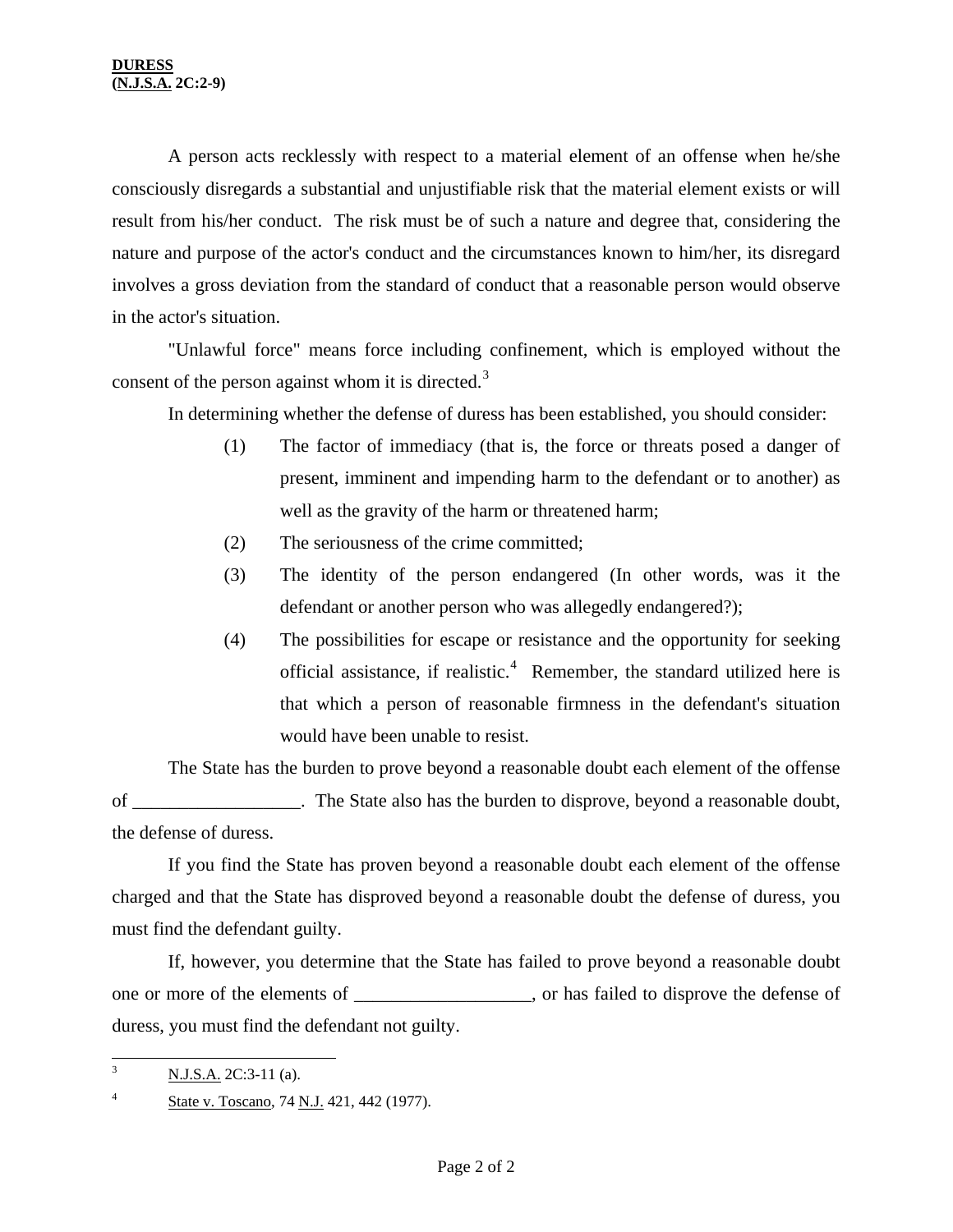A person acts recklessly with respect to a material element of an offense when he/she consciously disregards a substantial and unjustifiable risk that the material element exists or will result from his/her conduct. The risk must be of such a nature and degree that, considering the nature and purpose of the actor's conduct and the circumstances known to him/her, its disregard involves a gross deviation from the standard of conduct that a reasonable person would observe in the actor's situation.

"Unlawful force" means force including confinement, which is employed without the consent of the person against whom it is directed.[3]

In determining whether the defense of duress has been established, you should consider:

(1) The factor of immediacy (that is, the force or threats posed a danger of present, imminent and impending harm to the defendant or to another) as well as the gravity of the harm or threatened harm;

(2) The seriousness of the crime committed;

(3) The identity of the person endangered (In other words, was it the defendant or another person who was allegedly endangered?);

(4) The possibilities for escape or resistance and the opportunity for seeking official assistance, if realistic.[4] Remember, the standard utilized here is that which a person of reasonable firmness in the defendant's situation would have been unable to resist.

The State has the burden to prove beyond a reasonable doubt each element of the offense of __________________. The State also has the burden to disprove, beyond a reasonable doubt, the defense of duress.

If you find the State has proven beyond a reasonable doubt each element of the offense charged and that the State has disproved beyond a reasonable doubt the defense of duress, you must find the defendant guilty.

If, however, you determine that the State has failed to prove beyond a reasonable doubt one or more of the elements of ___________________, or has failed to disprove the defense of duress, you must find the defendant not guilty.

---

[3] N.J.S.A. 2C:3-11 (a).

[4] State v. Toscano, 74 N.J. 421, 442 (1977).